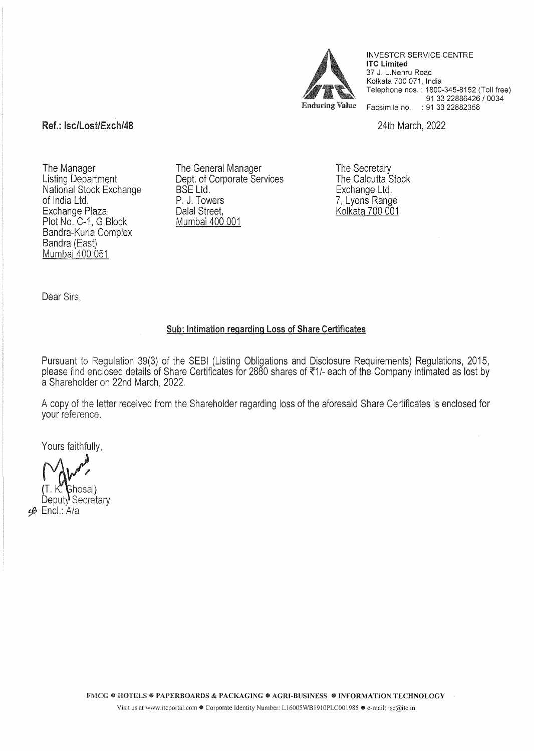INVESTOR SERVICE CENTRE
**ITC Limited**
37 J. L.Nehru Road
Kolkata 700 071, India
Telephone nos. : 1800-345-8152 (Toll free)
91 33 22886426 / 0034
Facsimile no. : 91 33 22882358

Enduring Value

**Ref.: Isc/Lost/Exch/48**

24th March, 2022

The Manager
Listing Department
National Stock Exchange of India Ltd.
Exchange Plaza
Plot No. C-1, G Block
Bandra-Kurla Complex
Bandra (East)
Mumbai 400 051

The General Manager
Dept. of Corporate Services
BSE Ltd.
P. J. Towers
Dalal Street,
Mumbai 400 001

The Secretary
The Calcutta Stock Exchange Ltd.
7, Lyons Range
Kolkata 700 001

Dear Sirs,

**Sub: Intimation regarding Loss of Share Certificates**

Pursuant to Regulation 39(3) of the SEBI (Listing Obligations and Disclosure Requirements) Regulations, 2015, please find enclosed details of Share Certificates for 2880 shares of ₹1/- each of the Company intimated as lost by a Shareholder on 22nd March, 2022.

A copy of the letter received from the Shareholder regarding loss of the aforesaid Share Certificates is enclosed for your reference.

Yours faithfully,

(T. K. Ghosal)
Deputy Secretary

Encl.: A/a

FMCG • HOTELS • PAPERBOARDS & PACKAGING • AGRI-BUSINESS • INFORMATION TECHNOLOGY

Visit us at www.itcportal.com • Corporate Identity Number: L16005WB1910PLC001985 • e-mail: isc@itc.in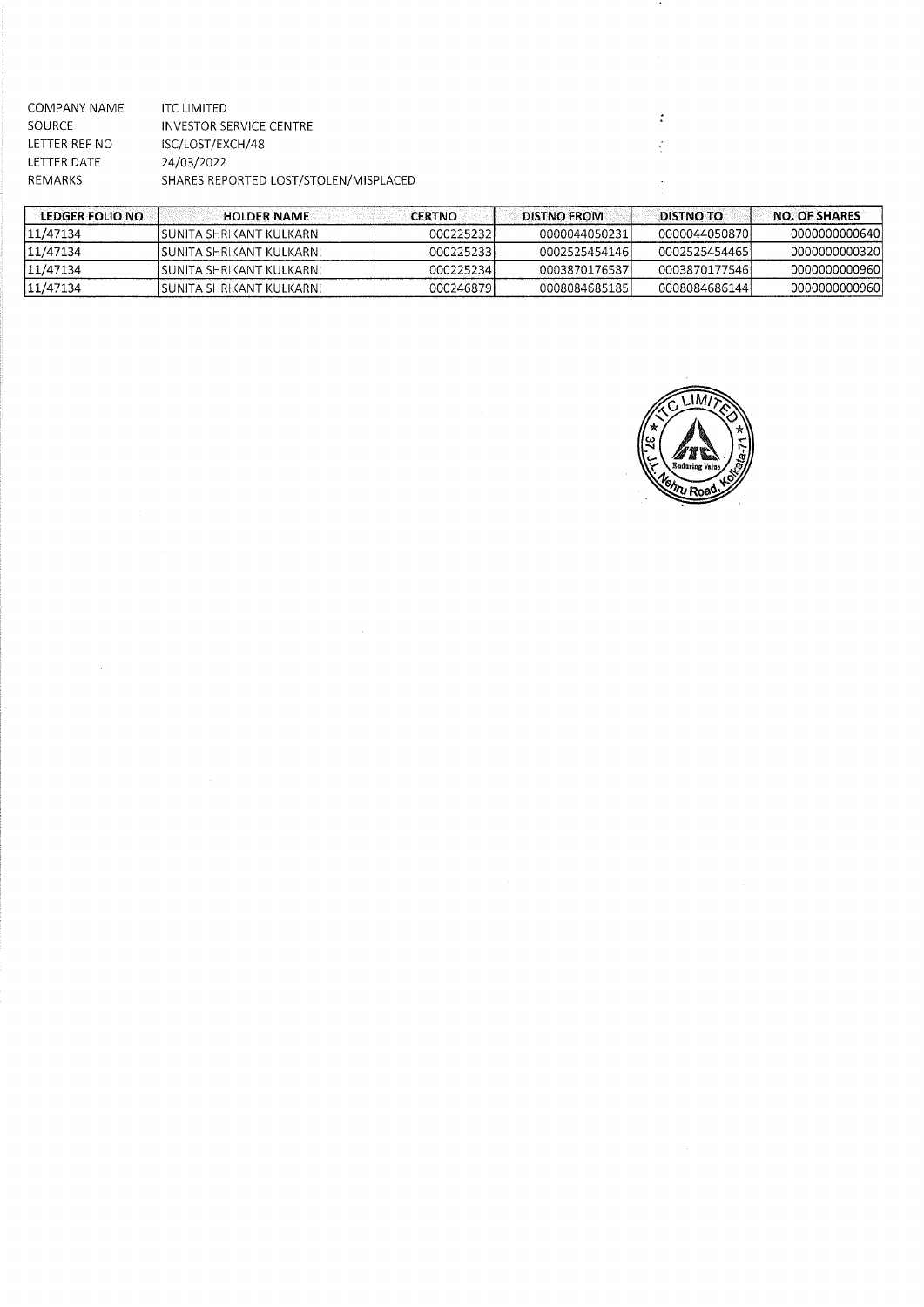| | |
|---|---|
| COMPANY NAME | ITC LIMITED |
| SOURCE | INVESTOR SERVICE CENTRE |
| LETTER REF NO | ISC/LOST/EXCH/48 |
| LETTER DATE | 24/03/2022 |
| REMARKS | SHARES REPORTED LOST/STOLEN/MISPLACED |

| LEDGER FOLIO NO | HOLDER NAME | CERTNO | DISTNO FROM | DISTNO TO | NO. OF SHARES |
|---|---|---|---|---|---|
| 11/47134 | SUNITA SHRIKANT KULKARNI | 000225232 | 0000044050231 | 0000044050870 | 0000000000640 |
| 11/47134 | SUNITA SHRIKANT KULKARNI | 000225233 | 0002525454146 | 0002525454465 | 0000000000320 |
| 11/47134 | SUNITA SHRIKANT KULKARNI | 000225234 | 0003870176587 | 0003870177546 | 0000000000960 |
| 11/47134 | SUNITA SHRIKANT KULKARNI | 000246879 | 0008084685185 | 0008084686144 | 0000000000960 |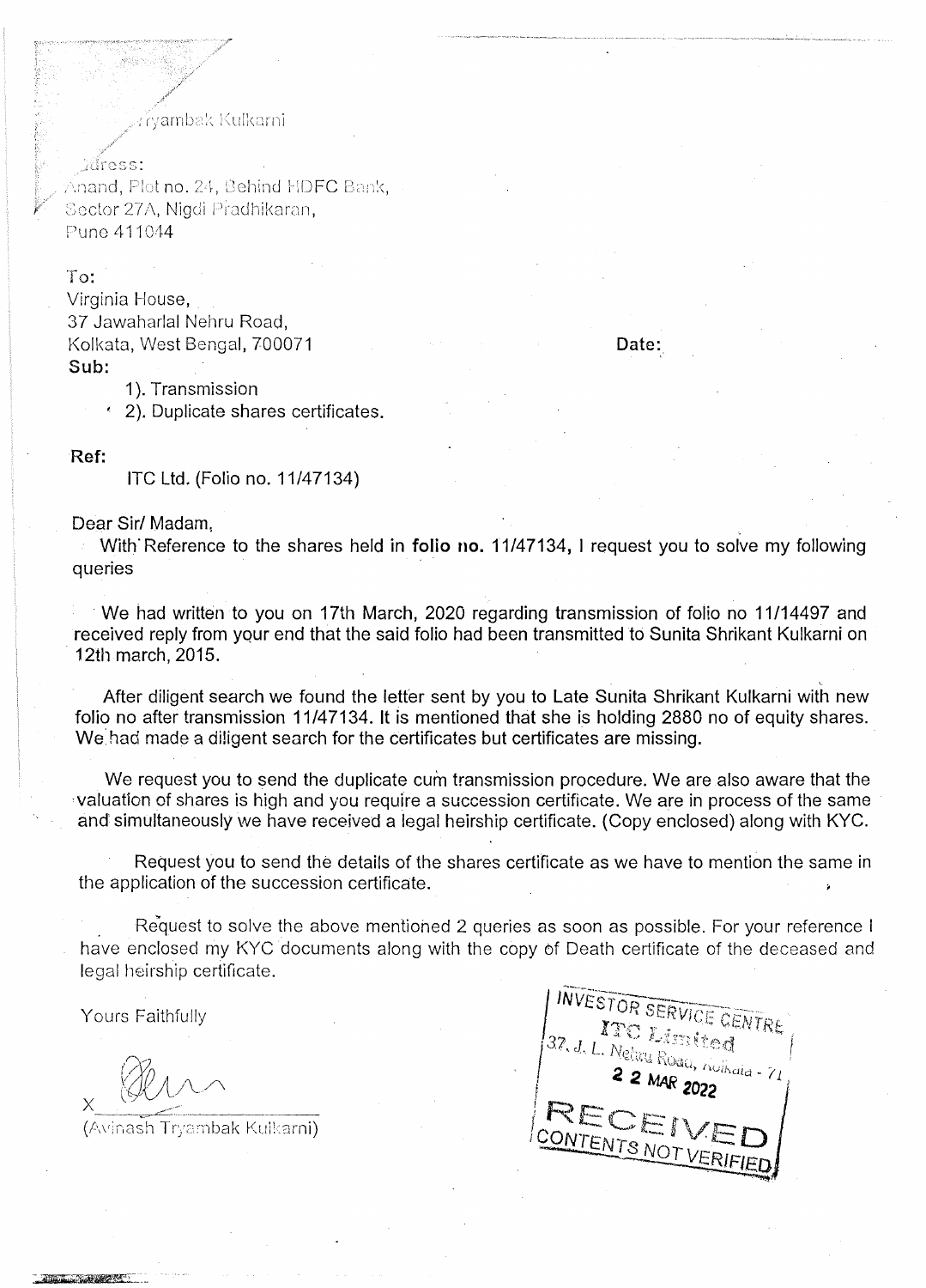...ryambak Kulkarni

...dress:
...nand, Plot no. 24, Behind HDFC Bank,
Sector 27A, Nigdi Pradhikaran,
Pune 411044

To:
Virginia House,
37 Jawaharlal Nehru Road,
Kolkata, West Bengal, 700071

**Date:**

**Sub:**

1). Transmission
2). Duplicate shares certificates.

**Ref:**

ITC Ltd. (Folio no. 11/47134)

Dear Sir/ Madam,

With Reference to the shares held in **folio no.** 11/47134, I request you to solve my following queries

We had written to you on 17th March, 2020 regarding transmission of folio no 11/14497 and received reply from your end that the said folio had been transmitted to Sunita Shrikant Kulkarni on 12th march, 2015.

After diligent search we found the letter sent by you to Late Sunita Shrikant Kulkarni with new folio no after transmission 11/47134. It is mentioned that she is holding 2880 no of equity shares. We had made a diligent search for the certificates but certificates are missing.

We request you to send the duplicate cum transmission procedure. We are also aware that the valuation of shares is high and you require a succession certificate. We are in process of the same and simultaneously we have received a legal heirship certificate. (Copy enclosed) along with KYC.

Request you to send the details of the shares certificate as we have to mention the same in the application of the succession certificate.

Request to solve the above mentioned 2 queries as soon as possible. For your reference I have enclosed my KYC documents along with the copy of Death certificate of the deceased and legal heirship certificate.

Yours Faithfully

X

(Avinash Tryambak Kulkarni)

INVESTOR SERVICE CENTRE
ITC Limited
37, J. L. Nehru Road, Kolkata - 71
2 2 MAR 2022
RECEIVED
CONTENTS NOT VERIFIED